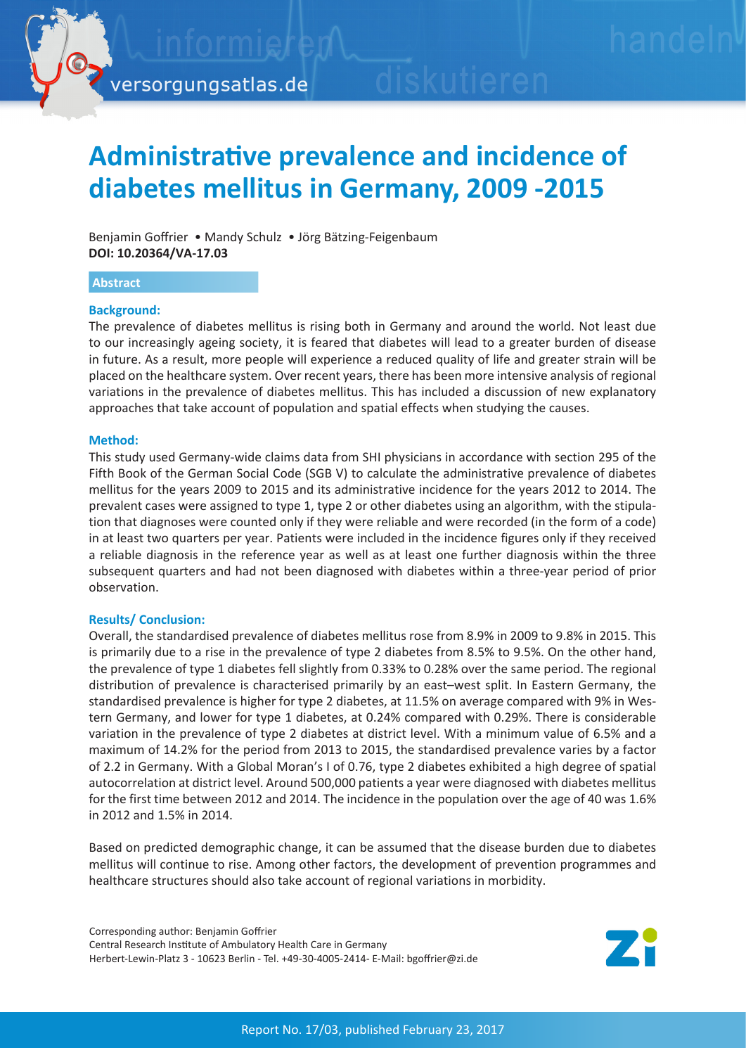# Administrative prevalence and incidence of diabetes mellitus in Germany, 2009 -2015

Benjamin Goffrier • Mandy Schulz • Jörg Bätzing-Feigenbaum
**DOI: 10.20364/VA-17.03**

## Abstract

### Background:

The prevalence of diabetes mellitus is rising both in Germany and around the world. Not least due to our increasingly ageing society, it is feared that diabetes will lead to a greater burden of disease in future. As a result, more people will experience a reduced quality of life and greater strain will be placed on the healthcare system. Over recent years, there has been more intensive analysis of regional variations in the prevalence of diabetes mellitus. This has included a discussion of new explanatory approaches that take account of population and spatial effects when studying the causes.

### Method:

This study used Germany-wide claims data from SHI physicians in accordance with section 295 of the Fifth Book of the German Social Code (SGB V) to calculate the administrative prevalence of diabetes mellitus for the years 2009 to 2015 and its administrative incidence for the years 2012 to 2014. The prevalent cases were assigned to type 1, type 2 or other diabetes using an algorithm, with the stipulation that diagnoses were counted only if they were reliable and were recorded (in the form of a code) in at least two quarters per year. Patients were included in the incidence figures only if they received a reliable diagnosis in the reference year as well as at least one further diagnosis within the three subsequent quarters and had not been diagnosed with diabetes within a three-year period of prior observation.

### Results/ Conclusion:

Overall, the standardised prevalence of diabetes mellitus rose from 8.9% in 2009 to 9.8% in 2015. This is primarily due to a rise in the prevalence of type 2 diabetes from 8.5% to 9.5%. On the other hand, the prevalence of type 1 diabetes fell slightly from 0.33% to 0.28% over the same period. The regional distribution of prevalence is characterised primarily by an east–west split. In Eastern Germany, the standardised prevalence is higher for type 2 diabetes, at 11.5% on average compared with 9% in Western Germany, and lower for type 1 diabetes, at 0.24% compared with 0.29%. There is considerable variation in the prevalence of type 2 diabetes at district level. With a minimum value of 6.5% and a maximum of 14.2% for the period from 2013 to 2015, the standardised prevalence varies by a factor of 2.2 in Germany. With a Global Moran's I of 0.76, type 2 diabetes exhibited a high degree of spatial autocorrelation at district level. Around 500,000 patients a year were diagnosed with diabetes mellitus for the first time between 2012 and 2014. The incidence in the population over the age of 40 was 1.6% in 2012 and 1.5% in 2014.

Based on predicted demographic change, it can be assumed that the disease burden due to diabetes mellitus will continue to rise. Among other factors, the development of prevention programmes and healthcare structures should also take account of regional variations in morbidity.

Corresponding author: Benjamin Goffrier
Central Research Institute of Ambulatory Health Care in Germany
Herbert-Lewin-Platz 3 - 10623 Berlin - Tel. +49-30-4005-2414- E-Mail: bgoffrier@zi.de

Report No. 17/03, published February 23, 2017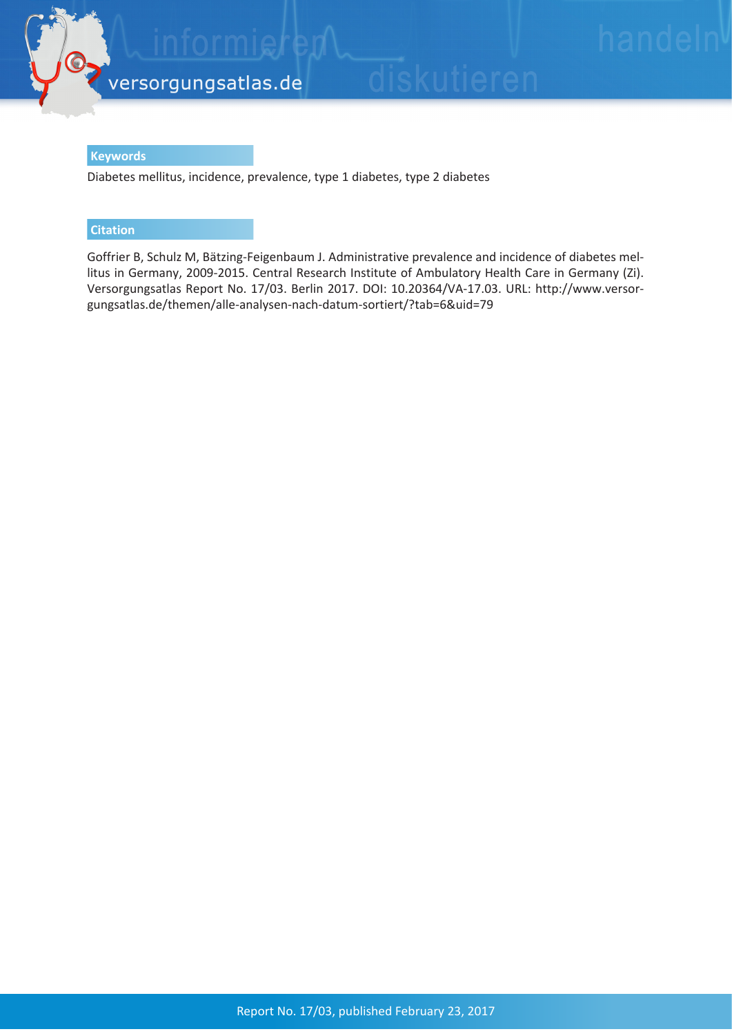## Keywords

Diabetes mellitus, incidence, prevalence, type 1 diabetes, type 2 diabetes

## Citation

Goffrier B, Schulz M, Bätzing-Feigenbaum J. Administrative prevalence and incidence of diabetes mellitus in Germany, 2009-2015. Central Research Institute of Ambulatory Health Care in Germany (Zi). Versorgungsatlas Report No. 17/03. Berlin 2017. DOI: 10.20364/VA-17.03. URL: http://www.versorgungsatlas.de/themen/alle-analysen-nach-datum-sortiert/?tab=6&uid=79